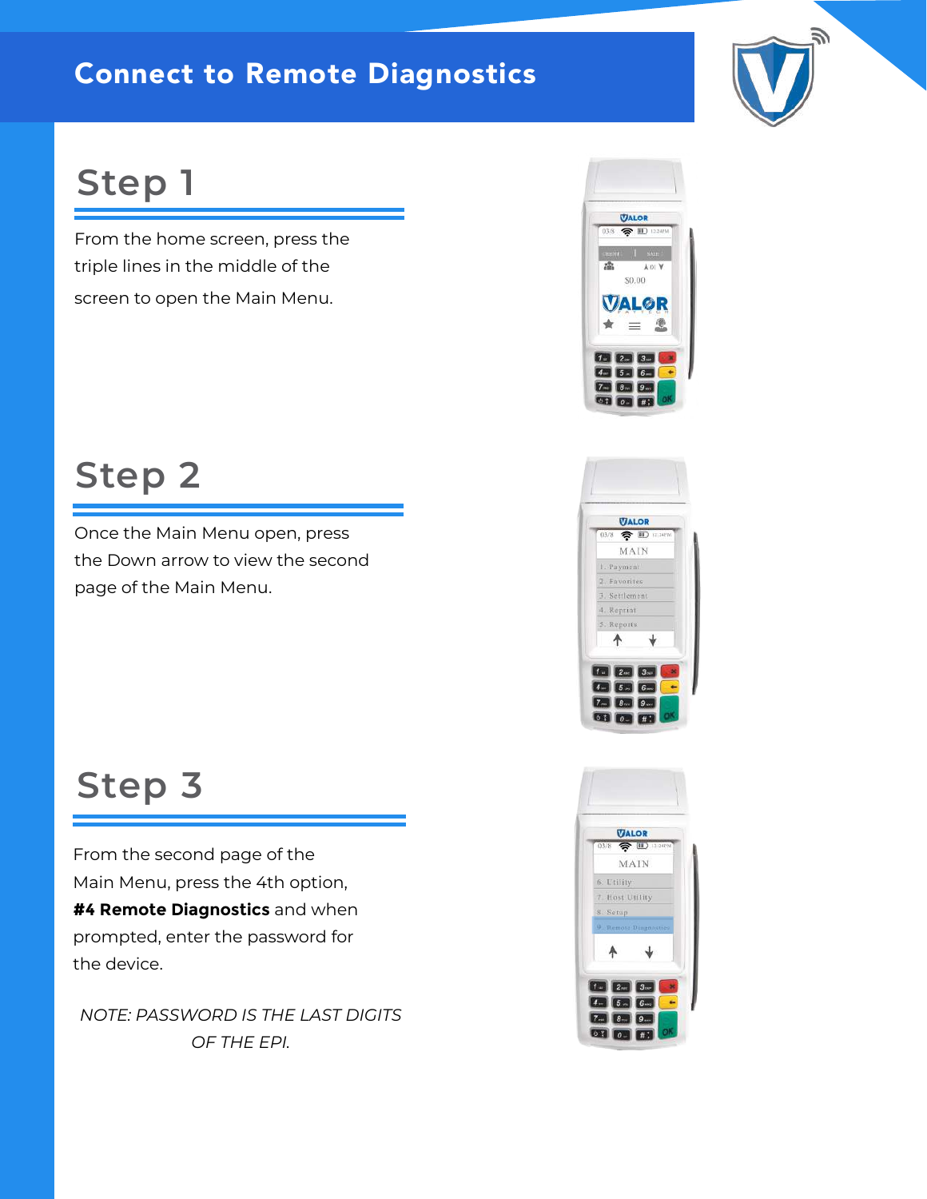# Connect to Remote Diagnostics

## Step 1

From the home screen, press the triple lines in the middle of the screen to open the Main Menu.

## Step 2

Once the Main Menu open, press the Down arrow to view the second page of the Main Menu.

## Step 3

From the second page of the Main Menu, press the 4th option, **#4 Remote Diagnostics** and when prompted, enter the password for the device.

*NOTE: PASSWORD IS THE LAST DIGITS OF THE EPI.*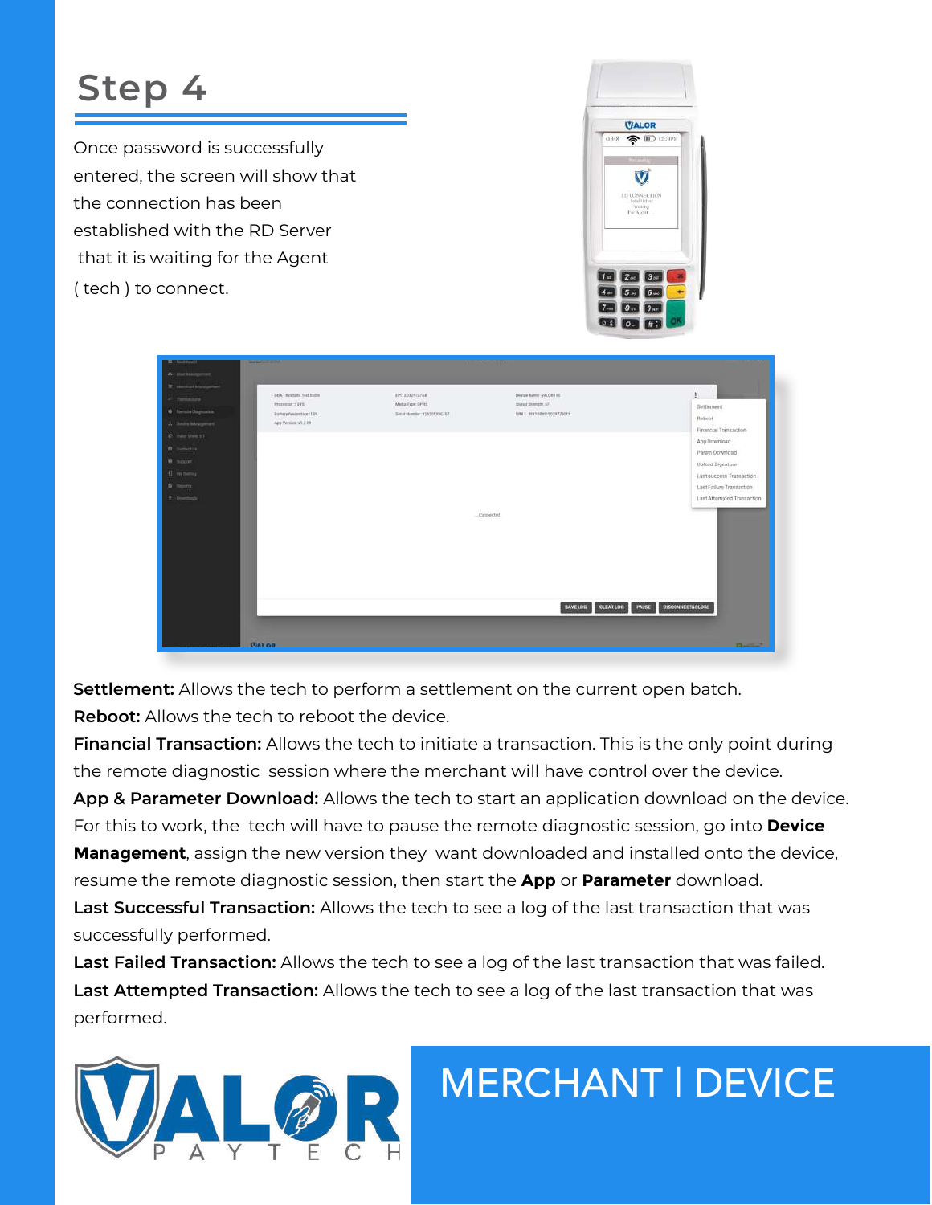# Step 4

Once password is successfully entered, the screen will show that the connection has been established with the RD Server that it is waiting for the Agent ( tech ) to connect.

**Settlement:** Allows the tech to perform a settlement on the current open batch.

**Reboot:** Allows the tech to reboot the device.

**Financial Transaction:** Allows the tech to initiate a transaction. This is the only point during the remote diagnostic session where the merchant will have control over the device.

**App & Parameter Download:** Allows the tech to start an application download on the device. For this to work, the tech will have to pause the remote diagnostic session, go into **Device Management**, assign the new version they want downloaded and installed onto the device, resume the remote diagnostic session, then start the **App** or **Parameter** download.

**Last Successful Transaction:** Allows the tech to see a log of the last transaction that was successfully performed.

**Last Failed Transaction:** Allows the tech to see a log of the last transaction that was failed.

**Last Attempted Transaction:** Allows the tech to see a log of the last transaction that was performed.

VALOR PAYTECH

MERCHANT | DEVICE